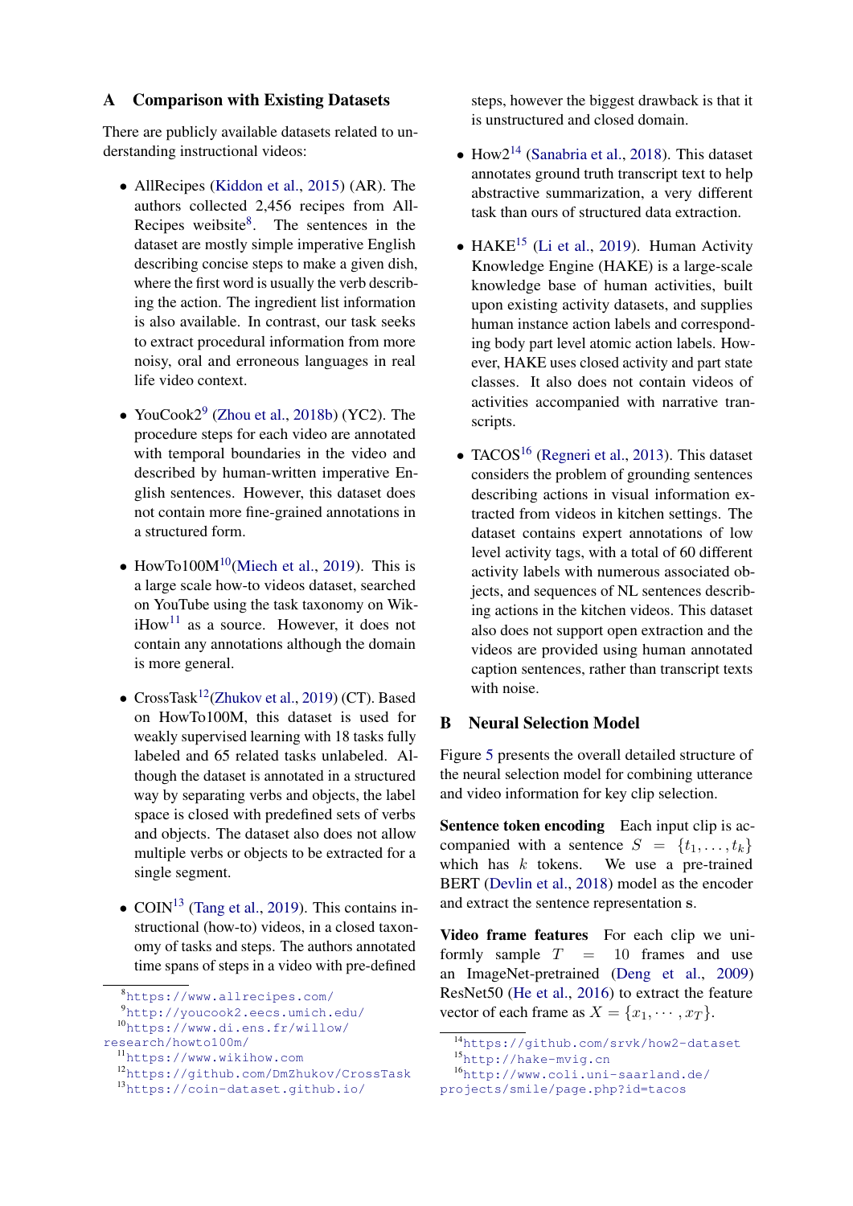## A Comparison with Existing Datasets

There are publicly available datasets related to understanding instructional videos:

- AllRecipes (Kiddon et al., 2015) (AR). The authors collected 2,456 recipes from AllRecipes weibsite[8]. The sentences in the dataset are mostly simple imperative English describing concise steps to make a given dish, where the first word is usually the verb describing the action. The ingredient list information is also available. In contrast, our task seeks to extract procedural information from more noisy, oral and erroneous languages in real life video context.

- YouCook2[9] (Zhou et al., 2018b) (YC2). The procedure steps for each video are annotated with temporal boundaries in the video and described by human-written imperative English sentences. However, this dataset does not contain more fine-grained annotations in a structured form.

- HowTo100M[10](Miech et al., 2019). This is a large scale how-to videos dataset, searched on YouTube using the task taxonomy on WikiHow[11] as a source. However, it does not contain any annotations although the domain is more general.

- CrossTask[12](Zhukov et al., 2019) (CT). Based on HowTo100M, this dataset is used for weakly supervised learning with 18 tasks fully labeled and 65 related tasks unlabeled. Although the dataset is annotated in a structured way by separating verbs and objects, the label space is closed with predefined sets of verbs and objects. The dataset also does not allow multiple verbs or objects to be extracted for a single segment.

- COIN[13] (Tang et al., 2019). This contains instructional (how-to) videos, in a closed taxonomy of tasks and steps. The authors annotated time spans of steps in a video with pre-defined steps, however the biggest drawback is that it is unstructured and closed domain.

- How2[14] (Sanabria et al., 2018). This dataset annotates ground truth transcript text to help abstractive summarization, a very different task than ours of structured data extraction.

- HAKE[15] (Li et al., 2019). Human Activity Knowledge Engine (HAKE) is a large-scale knowledge base of human activities, built upon existing activity datasets, and supplies human instance action labels and corresponding body part level atomic action labels. However, HAKE uses closed activity and part state classes. It also does not contain videos of activities accompanied with narrative transcripts.

- TACOS[16] (Regneri et al., 2013). This dataset considers the problem of grounding sentences describing actions in visual information extracted from videos in kitchen settings. The dataset contains expert annotations of low level activity tags, with a total of 60 different activity labels with numerous associated objects, and sequences of NL sentences describing actions in the kitchen videos. This dataset also does not support open extraction and the videos are provided using human annotated caption sentences, rather than transcript texts with noise.

## B Neural Selection Model

Figure 5 presents the overall detailed structure of the neural selection model for combining utterance and video information for key clip selection.

**Sentence token encoding** Each input clip is accompanied with a sentence $S = \{t_1, \ldots, t_k\}$ which has $k$ tokens. We use a pre-trained BERT (Devlin et al., 2018) model as the encoder and extract the sentence representation $\mathbf{s}$.

**Video frame features** For each clip we uniformly sample $T = 10$ frames and use an ImageNet-pretrained (Deng et al., 2009) ResNet50 (He et al., 2016) to extract the feature vector of each frame as $X = \{x_1, \cdots, x_T\}$.

[8] https://www.allrecipes.com/
[9] http://youcook2.eecs.umich.edu/
[10] https://www.di.ens.fr/willow/research/howto100m/
[11] https://www.wikihow.com
[12] https://github.com/DmZhukov/CrossTask
[13] https://coin-dataset.github.io/
[14] https://github.com/srvk/how2-dataset
[15] http://hake-mvig.cn
[16] http://www.coli.uni-saarland.de/projects/smile/page.php?id=tacos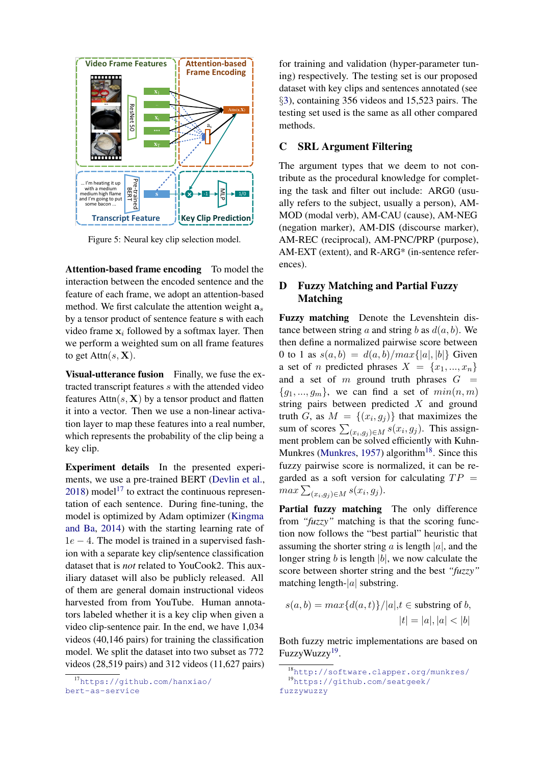Figure 5: Neural key clip selection model.

**Attention-based frame encoding** To model the interaction between the encoded sentence and the feature of each frame, we adopt an attention-based method. We first calculate the attention weight $\mathbf{a}_s$ by a tensor product of sentence feature $\mathbf{s}$ with each video frame $\mathbf{x}_i$ followed by a softmax layer. Then we perform a weighted sum on all frame features to get $\text{Attn}(s, \mathbf{X})$.

**Visual-utterance fusion** Finally, we fuse the extracted transcript features $s$ with the attended video features $\text{Attn}(s, \mathbf{X})$ by a tensor product and flatten it into a vector. Then we use a non-linear activation layer to map these features into a real number, which represents the probability of the clip being a key clip.

**Experiment details** In the presented experiments, we use a pre-trained BERT (Devlin et al., 2018) model[17] to extract the continuous representation of each sentence. During fine-tuning, the model is optimized by Adam optimizer (Kingma and Ba, 2014) with the starting learning rate of $1e-4$. The model is trained in a supervised fashion with a separate key clip/sentence classification dataset that is *not* related to YouCook2. This auxiliary dataset will also be publicly released. All of them are general domain instructional videos harvested from from YouTube. Human annotators labeled whether it is a key clip when given a video clip-sentence pair. In the end, we have 1,034 videos (40,146 pairs) for training the classification model. We split the dataset into two subset as 772 videos (28,519 pairs) and 312 videos (11,627 pairs) for training and validation (hyper-parameter tuning) respectively. The testing set is our proposed dataset with key clips and sentences annotated (see §3), containing 356 videos and 15,523 pairs. The testing set used is the same as all other compared methods.

## C SRL Argument Filtering

The argument types that we deem to not contribute as the procedural knowledge for completing the task and filter out include: ARG0 (usually refers to the subject, usually a person), AM-MOD (modal verb), AM-CAU (cause), AM-NEG (negation marker), AM-DIS (discourse marker), AM-REC (reciprocal), AM-PNC/PRP (purpose), AM-EXT (extent), and R-ARG* (in-sentence references).

## D Fuzzy Matching and Partial Fuzzy Matching

**Fuzzy matching** Denote the Levenshtein distance between string $a$ and string $b$ as $d(a, b)$. We then define a normalized pairwise score between 0 to 1 as $s(a, b) = d(a, b)/max\{|a|, |b|\}$ Given a set of $n$ predicted phrases $X = \{x_1, ..., x_n\}$ and a set of $m$ ground truth phrases $G = \{g_1, ..., g_m\}$, we can find a set of $min(n, m)$ string pairs between predicted $X$ and ground truth $G$, as $M = \{(x_i, g_j)\}$ that maximizes the sum of scores $\sum_{(x_i,g_j)\in M} s(x_i, g_j)$. This assignment problem can be solved efficiently with Kuhn-Munkres (Munkres, 1957) algorithm[18]. Since this fuzzy pairwise score is normalized, it can be regarded as a soft version for calculating $TP = max \sum_{(x_i,g_j)\in M} s(x_i, g_j)$.

**Partial fuzzy matching** The only difference from *"fuzzy"* matching is that the scoring function now follows the "best partial" heuristic that assuming the shorter string $a$ is length $|a|$, and the longer string $b$ is length $|b|$, we now calculate the score between shorter string and the best *"fuzzy"* matching length-$|a|$ substring.

$$s(a, b) = max\{d(a, t)\}/|a|, t \in \text{substring of } b, \quad |t| = |a|, |a| < |b|$$

Both fuzzy metric implementations are based on FuzzyWuzzy[19].

[17] https://github.com/hanxiao/bert-as-service

[18] http://software.clapper.org/munkres/

[19] https://github.com/seatgeek/fuzzywuzzy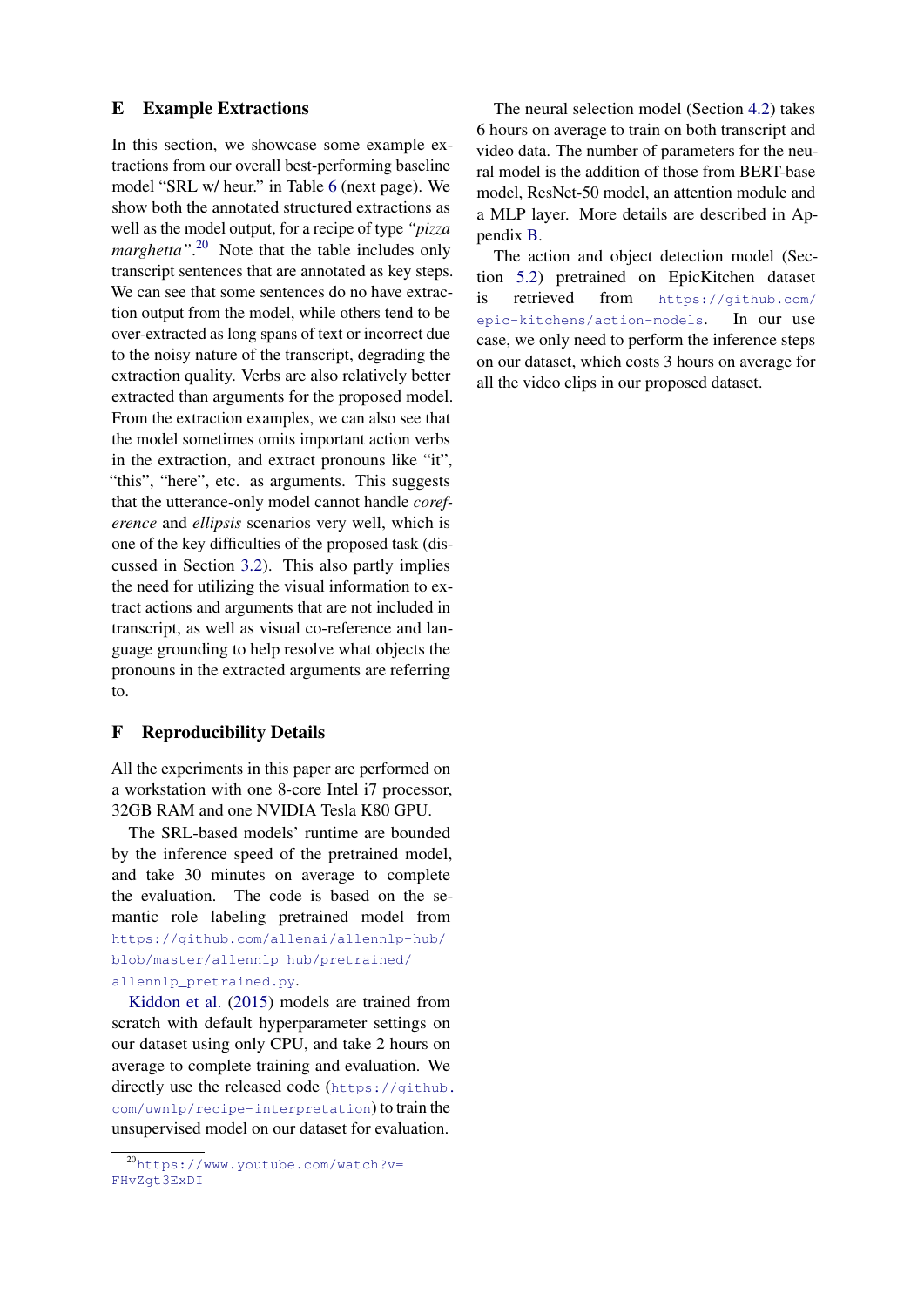## E Example Extractions

In this section, we showcase some example extractions from our overall best-performing baseline model "SRL w/ heur." in Table 6 (next page). We show both the annotated structured extractions as well as the model output, for a recipe of type *"pizza marghetta"*.[20] Note that the table includes only transcript sentences that are annotated as key steps. We can see that some sentences do no have extraction output from the model, while others tend to be over-extracted as long spans of text or incorrect due to the noisy nature of the transcript, degrading the extraction quality. Verbs are also relatively better extracted than arguments for the proposed model. From the extraction examples, we can also see that the model sometimes omits important action verbs in the extraction, and extract pronouns like "it", "this", "here", etc. as arguments. This suggests that the utterance-only model cannot handle *coreference* and *ellipsis* scenarios very well, which is one of the key difficulties of the proposed task (discussed in Section 3.2). This also partly implies the need for utilizing the visual information to extract actions and arguments that are not included in transcript, as well as visual co-reference and language grounding to help resolve what objects the pronouns in the extracted arguments are referring to.

## F Reproducibility Details

All the experiments in this paper are performed on a workstation with one 8-core Intel i7 processor, 32GB RAM and one NVIDIA Tesla K80 GPU.

The SRL-based models' runtime are bounded by the inference speed of the pretrained model, and take 30 minutes on average to complete the evaluation. The code is based on the semantic role labeling pretrained model from https://github.com/allenai/allennlp-hub/blob/master/allennlp_hub/pretrained/allennlp_pretrained.py.

Kiddon et al. (2015) models are trained from scratch with default hyperparameter settings on our dataset using only CPU, and take 2 hours on average to complete training and evaluation. We directly use the released code (https://github.com/uwnlp/recipe-interpretation) to train the unsupervised model on our dataset for evaluation.

The neural selection model (Section 4.2) takes 6 hours on average to train on both transcript and video data. The number of parameters for the neural model is the addition of those from BERT-base model, ResNet-50 model, an attention module and a MLP layer. More details are described in Appendix B.

The action and object detection model (Section 5.2) pretrained on EpicKitchen dataset is retrieved from https://github.com/epic-kitchens/action-models. In our use case, we only need to perform the inference steps on our dataset, which costs 3 hours on average for all the video clips in our proposed dataset.

[20] https://www.youtube.com/watch?v=FHvZgt3ExDI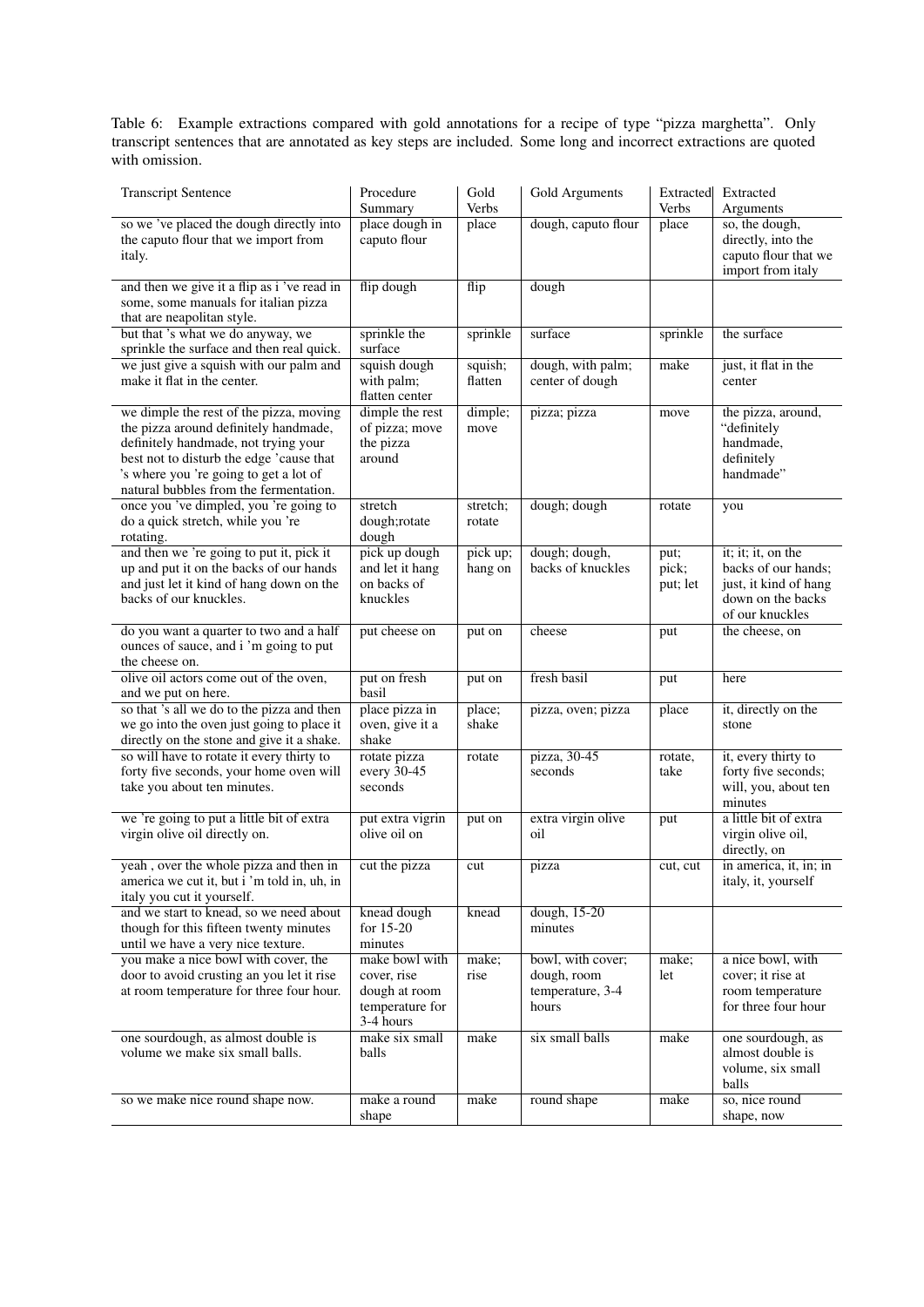Table 6: Example extractions compared with gold annotations for a recipe of type "pizza marghetta". Only transcript sentences that are annotated as key steps are included. Some long and incorrect extractions are quoted with omission.

| Transcript Sentence | Procedure Summary | Gold Verbs | Gold Arguments | Extracted Verbs | Extracted Arguments |
|---|---|---|---|---|---|
| so we 've placed the dough directly into the caputo flour that we import from italy. | place dough in caputo flour | place | dough, caputo flour | place | so, the dough, directly, into the caputo flour that we import from italy |
| and then we give it a flip as i 've read in some, some manuals for italian pizza that are neapolitan style. | flip dough | flip | dough | | |
| but that 's what we do anyway, we sprinkle the surface and then real quick. | sprinkle the surface | sprinkle | surface | sprinkle | the surface |
| we just give a squish with our palm and make it flat in the center. | squish dough with palm; flatten center | squish; flatten | dough, with palm; center of dough | make | just, it flat in the center |
| we dimple the rest of the pizza, moving the pizza around definitely handmade, definitely handmade, not trying your best not to disturb the edge 'cause that 's where you 're going to get a lot of natural bubbles from the fermentation. | dimple the rest of pizza; move the pizza around | dimple; move | pizza; pizza | move | the pizza, around, "definitely handmade, definitely handmade" |
| once you 've dimpled, you 're going to do a quick stretch, while you 're rotating. | stretch dough;rotate dough | stretch; rotate | dough; dough | rotate | you |
| and then we 're going to put it, pick it up and put it on the backs of our hands and just let it kind of hang down on the backs of our knuckles. | pick up dough and let it hang on backs of knuckles | pick up; hang on | dough; dough, backs of knuckles | put; pick; put; let | it; it; it, on the backs of our hands; just, it kind of hang down on the backs of our knuckles |
| do you want a quarter to two and a half ounces of sauce, and i 'm going to put the cheese on. | put cheese on | put on | cheese | put | the cheese, on |
| olive oil actors come out of the oven, and we put on here. | put on fresh basil | put on | fresh basil | put | here |
| so that 's all we do to the pizza and then we go into the oven just going to place it directly on the stone and give it a shake. | place pizza in oven, give it a shake | place; shake | pizza, oven; pizza | place | it, directly on the stone |
| so will have to rotate it every thirty to forty five seconds, your home oven will take you about ten minutes. | rotate pizza every 30-45 seconds | rotate | pizza, 30-45 seconds | rotate, take | it, every thirty to forty five seconds; will, you, about ten minutes |
| we 're going to put a little bit of extra virgin olive oil directly on. | put extra vigrin olive oil on | put on | extra virgin olive oil | put | a little bit of extra virgin olive oil, directly, on |
| yeah , over the whole pizza and then in america we cut it, but i 'm told in, uh, in italy you cut it yourself. | cut the pizza | cut | pizza | cut, cut | in america, it, in; in italy, it, yourself |
| and we start to knead, so we need about though for this fifteen twenty minutes until we have a very nice texture. | knead dough for 15-20 minutes | knead | dough, 15-20 minutes | | |
| you make a nice bowl with cover, the door to avoid crusting an you let it rise at room temperature for three four hour. | make bowl with cover, rise dough at room temperature for 3-4 hours | make; rise | bowl, with cover; dough, room temperature, 3-4 hours | make; let | a nice bowl, with cover; it rise at room temperature for three four hour |
| one sourdough, as almost double is volume we make six small balls. | make six small balls | make | six small balls | make | one sourdough, as almost double is volume, six small balls |
| so we make nice round shape now. | make a round shape | make | round shape | make | so, nice round shape, now |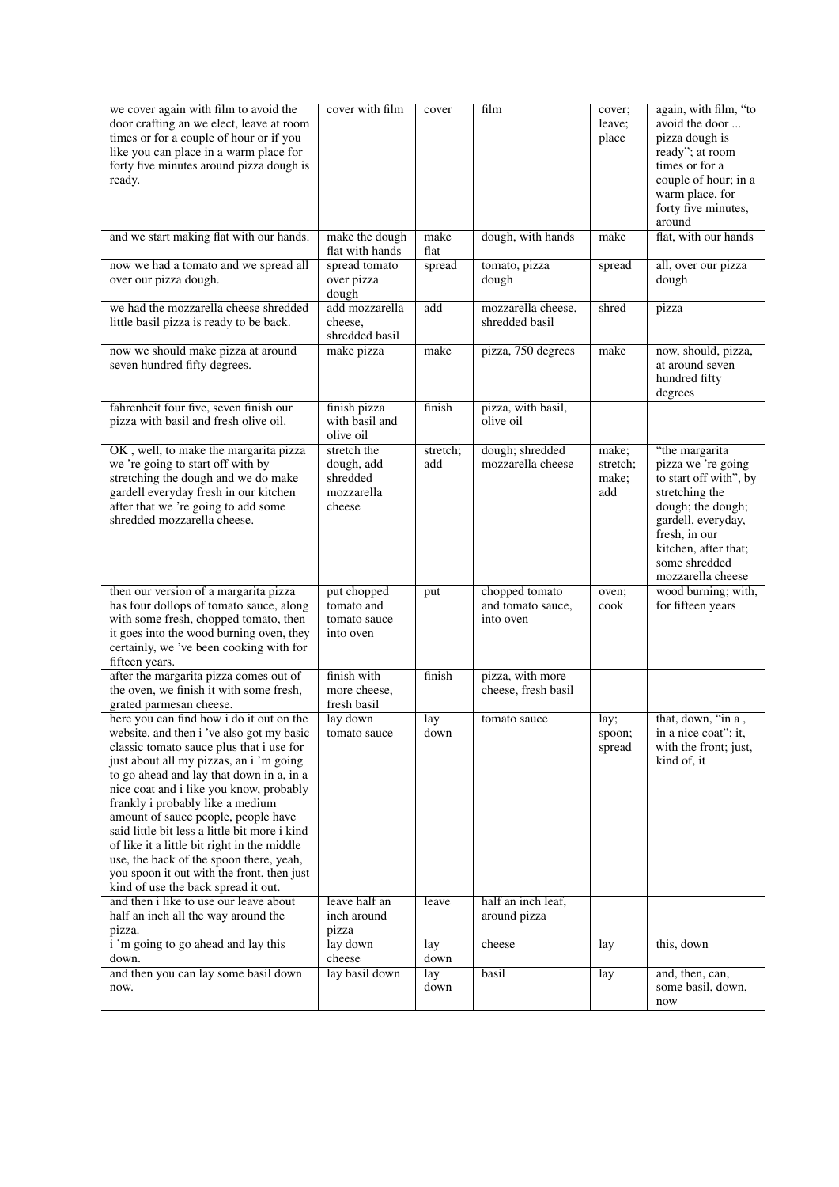| | | | | | |
|---|---|---|---|---|---|
| we cover again with film to avoid the door crafting an we elect, leave at room times or for a couple of hour or if you like you can place in a warm place for forty five minutes around pizza dough is ready. | cover with film | cover | film | cover; leave; place | again, with film, "to avoid the door ... pizza dough is ready"; at room times or for a couple of hour; in a warm place, for forty five minutes, around |
| and we start making flat with our hands. | make the dough flat with hands | make flat | dough, with hands | make | flat, with our hands |
| now we had a tomato and we spread all over our pizza dough. | spread tomato over pizza dough | spread | tomato, pizza dough | spread | all, over our pizza dough |
| we had the mozzarella cheese shredded little basil pizza is ready to be back. | add mozzarella cheese, shredded basil | add | mozzarella cheese, shredded basil | shred | pizza |
| now we should make pizza at around seven hundred fifty degrees. | make pizza | make | pizza, 750 degrees | make | now, should, pizza, at around seven hundred fifty degrees |
| fahrenheit four five, seven finish our pizza with basil and fresh olive oil. | finish pizza with basil and olive oil | finish | pizza, with basil, olive oil | | |
| OK , well, to make the margarita pizza we 're going to start off with by stretching the dough and we do make gardell everyday fresh in our kitchen after that we 're going to add some shredded mozzarella cheese. | stretch the dough, add shredded mozzarella cheese | stretch; add | dough; shredded mozzarella cheese | make; stretch; make; add | "the margarita pizza we 're going to start off with", by stretching the dough; the dough; gardell, everyday, fresh, in our kitchen, after that; some shredded mozzarella cheese |
| then our version of a margarita pizza has four dollops of tomato sauce, along with some fresh, chopped tomato, then it goes into the wood burning oven, they certainly, we 've been cooking with for fifteen years. | put chopped tomato and tomato sauce into oven | put | chopped tomato and tomato sauce, into oven | oven; cook | wood burning; with, for fifteen years |
| after the margarita pizza comes out of the oven, we finish it with some fresh, grated parmesan cheese. | finish with more cheese, fresh basil | finish | pizza, with more cheese, fresh basil | | |
| here you can find how i do it out on the website, and then i 've also got my basic classic tomato sauce plus that i use for just about all my pizzas, an i 'm going to go ahead and lay that down in a, in a nice coat and i like you know, probably frankly i probably like a medium amount of sauce people, people have said little bit less a little bit more i kind of like it a little bit right in the middle use, the back of the spoon there, yeah, you spoon it out with the front, then just kind of use the back spread it out. | lay down tomato sauce | lay down | tomato sauce | lay; spoon; spread | that, down, "in a , in a nice coat"; it, with the front; just, kind of, it |
| and then i like to use our leave about half an inch all the way around the pizza. | leave half an inch around pizza | leave | half an inch leaf, around pizza | | |
| i 'm going to go ahead and lay this down. | lay down cheese | lay down | cheese | lay | this, down |
| and then you can lay some basil down now. | lay basil down | lay down | basil | lay | and, then, can, some basil, down, now |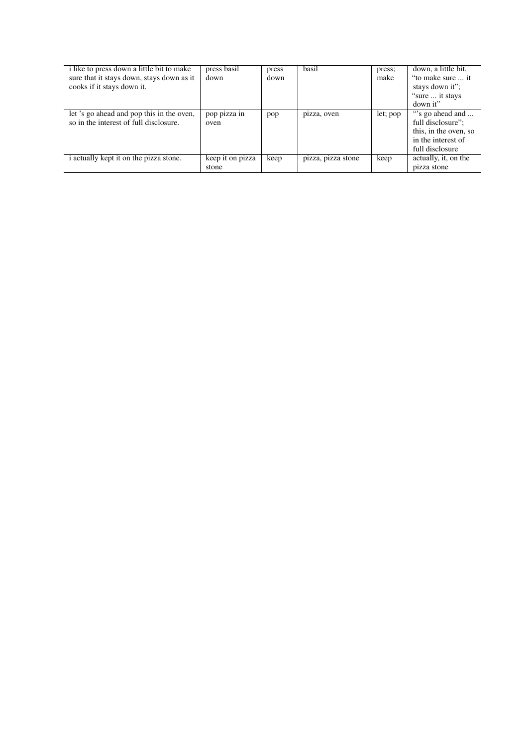| | | | | | |
|---|---|---|---|---|---|
| i like to press down a little bit to make sure that it stays down, stays down as it cooks if it stays down it. | press basil down | press down | basil | press; make | down, a little bit, "to make sure ... it stays down it"; "sure ... it stays down it" |
| let 's go ahead and pop this in the oven, so in the interest of full disclosure. | pop pizza in oven | pop | pizza, oven | let; pop | "'s go ahead and ... full disclosure"; this, in the oven, so in the interest of full disclosure |
| i actually kept it on the pizza stone. | keep it on pizza stone | keep | pizza, pizza stone | keep | actually, it, on the pizza stone |